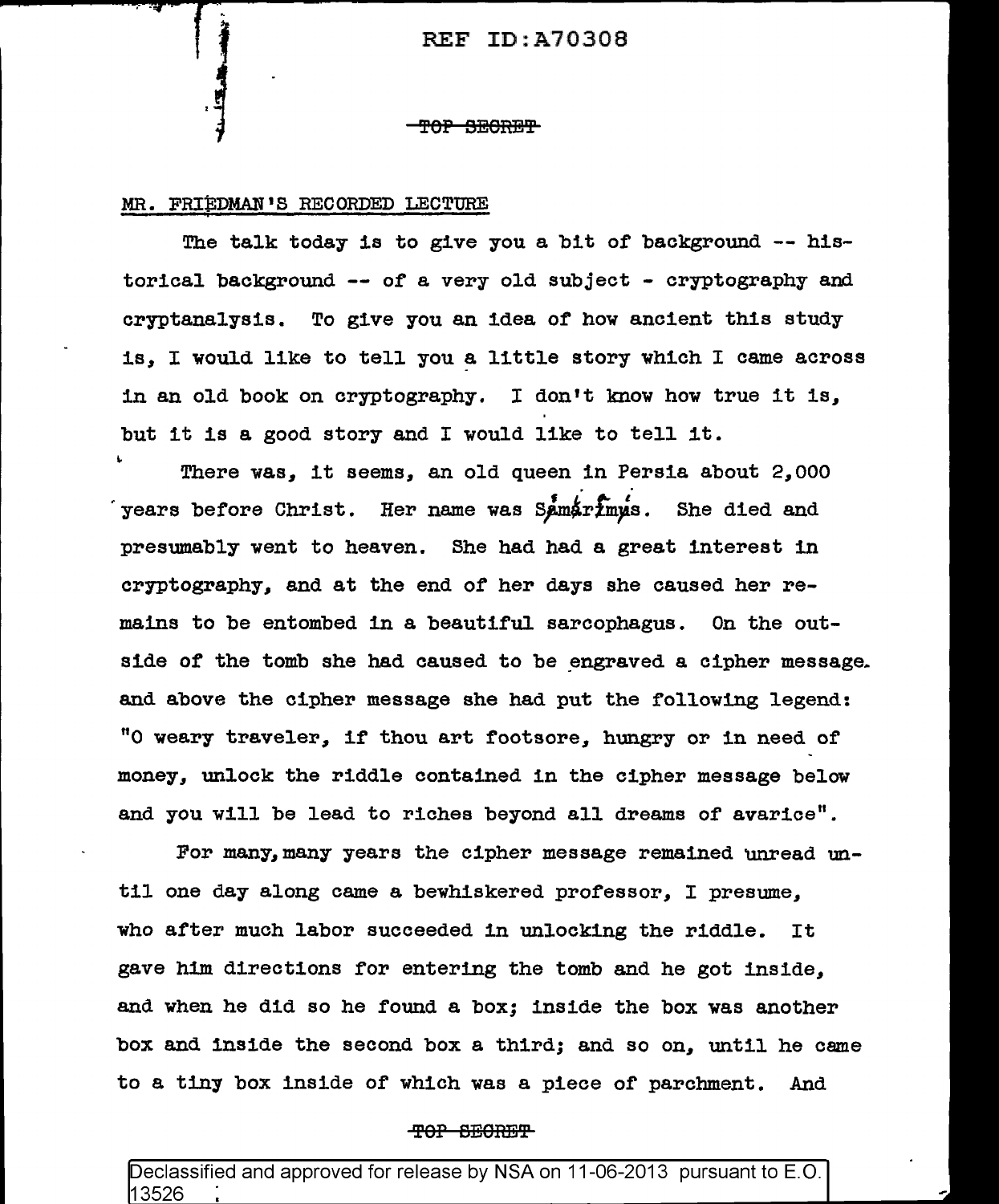REF ID:A70308

~~TOP SECRET~~

MR. FRIEDMAN'S RECORDED LECTURE

The talk today is to give you a bit of background -- historical background -- of a very old subject - cryptography and cryptanalysis. To give you an idea of how ancient this study is, I would like to tell you a little story which I came across in an old book on cryptography. I don't know how true it is, but it is a good story and I would like to tell it.

There was, it seems, an old queen in Persia about 2,000 years before Christ. Her name was Samarimys. She died and presumably went to heaven. She had had a great interest in cryptography, and at the end of her days she caused her remains to be entombed in a beautiful sarcophagus. On the outside of the tomb she had caused to be engraved a cipher message. and above the cipher message she had put the following legend: "O weary traveler, if thou art footsore, hungry or in need of money, unlock the riddle contained in the cipher message below and you will be lead to riches beyond all dreams of avarice".

For many, many years the cipher message remained unread until one day along came a bewhiskered professor, I presume, who after much labor succeeded in unlocking the riddle. It gave him directions for entering the tomb and he got inside, and when he did so he found a box; inside the box was another box and inside the second box a third; and so on, until he came to a tiny box inside of which was a piece of parchment. And

~~TOP SECRET~~

Declassified and approved for release by NSA on 11-06-2013 pursuant to E.O. 13526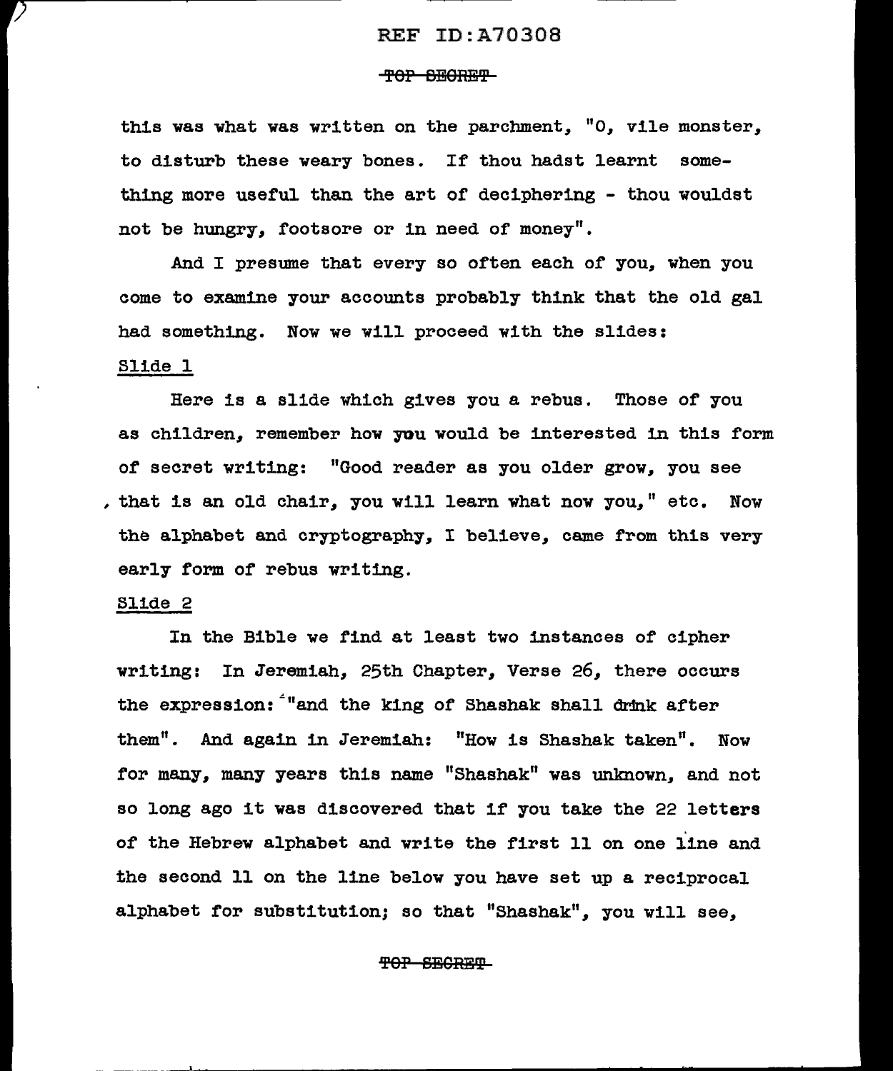this was what was written on the parchment, "O, vile monster, to disturb these weary bones. If thou hadst learnt something more useful than the art of deciphering - thou wouldst not be hungry, footsore or in need of money".

And I presume that every so often each of you, when you come to examine your accounts probably think that the old gal had something. Now we will proceed with the slides:

Slide 1

Here is a slide which gives you a rebus. Those of you as children, remember how you would be interested in this form of secret writing: "Good reader as you older grow, you see that is an old chair, you will learn what now you," etc. Now the alphabet and cryptography, I believe, came from this very early form of rebus writing.

Slide 2

In the Bible we find at least two instances of cipher writing: In Jeremiah, 25th Chapter, Verse 26, there occurs the expression: "and the king of Shashak shall drink after them". And again in Jeremiah: "How is Shashak taken". Now for many, many years this name "Shashak" was unknown, and not so long ago it was discovered that if you take the 22 letters of the Hebrew alphabet and write the first 11 on one line and the second 11 on the line below you have set up a reciprocal alphabet for substitution; so that "Shashak", you will see,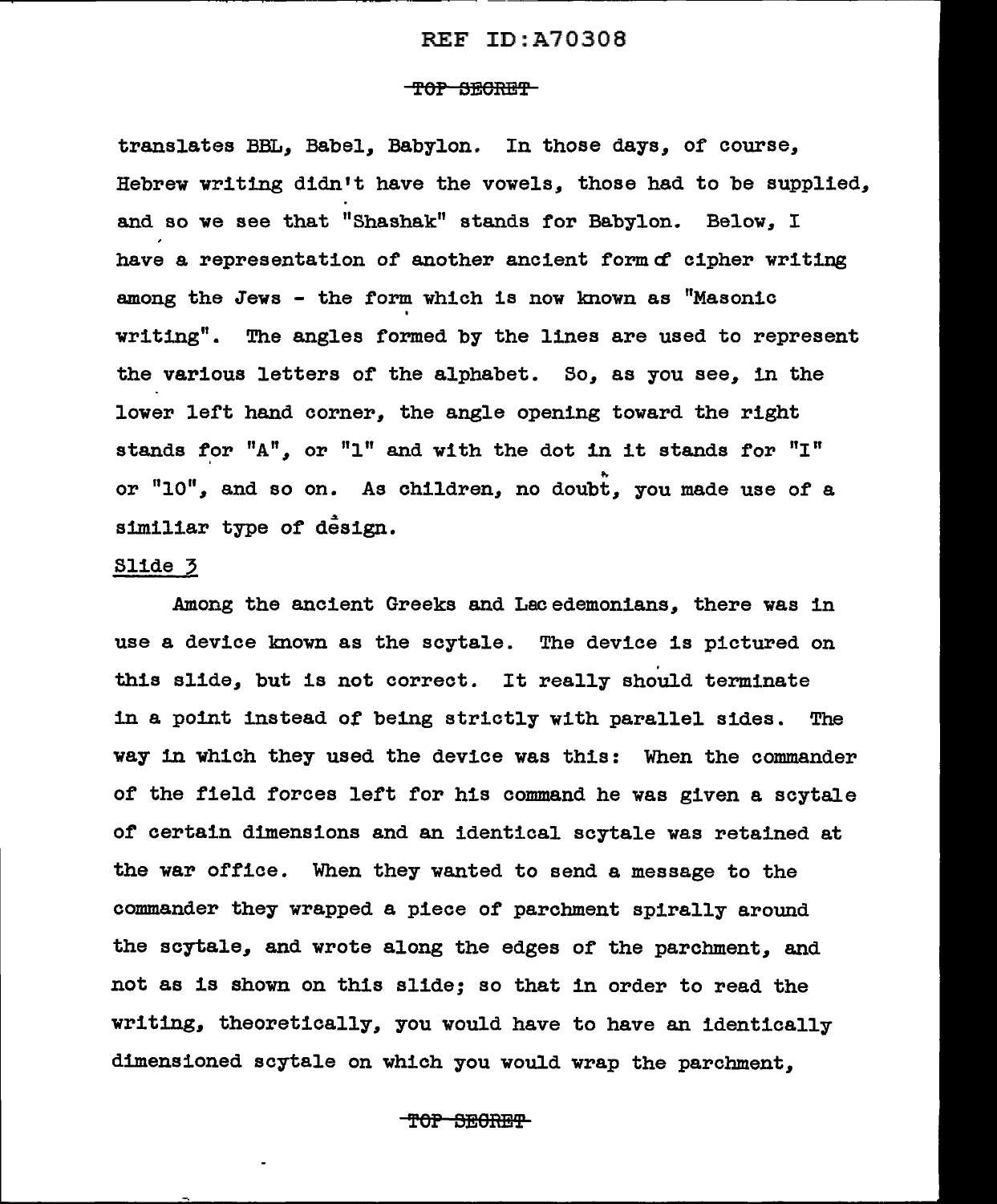translates BBL, Babel, Babylon. In those days, of course, Hebrew writing didn't have the vowels, those had to be supplied, and so we see that "Shashak" stands for Babylon. Below, I have a representation of another ancient form of cipher writing among the Jews - the form which is now known as "Masonic writing". The angles formed by the lines are used to represent the various letters of the alphabet. So, as you see, in the lower left hand corner, the angle opening toward the right stands for "A", or "1" and with the dot in it stands for "I" or "10", and so on. As children, no doubt, you made use of a similiar type of design.

Slide 3

Among the ancient Greeks and Lacedemonians, there was in use a device known as the scytale. The device is pictured on this slide, but is not correct. It really should terminate in a point instead of being strictly with parallel sides. The way in which they used the device was this: When the commander of the field forces left for his command he was given a scytale of certain dimensions and an identical scytale was retained at the war office. When they wanted to send a message to the commander they wrapped a piece of parchment spirally around the scytale, and wrote along the edges of the parchment, and not as is shown on this slide; so that in order to read the writing, theoretically, you would have to have an identically dimensioned scytale on which you would wrap the parchment,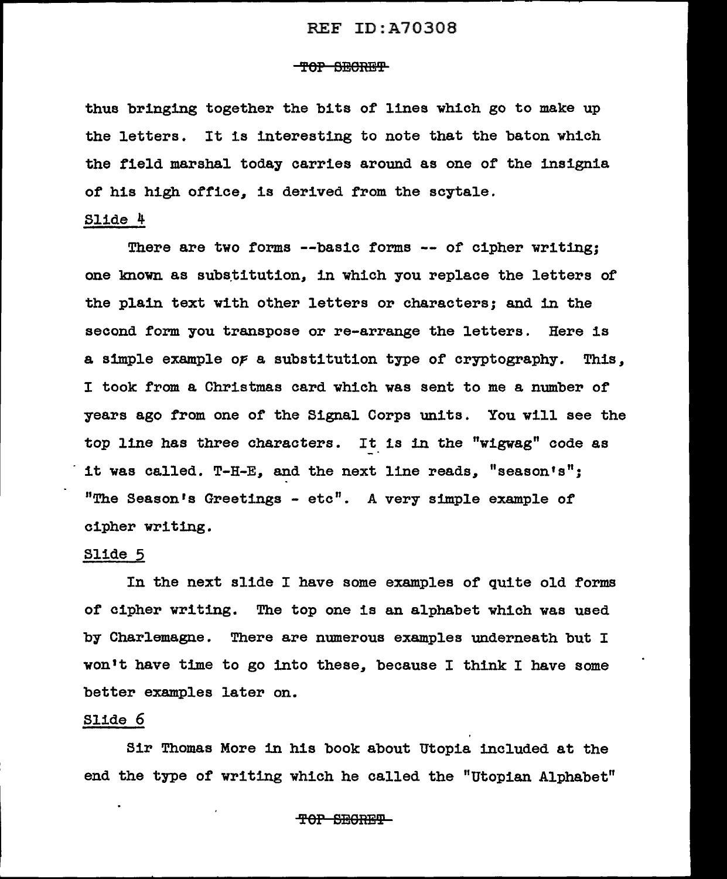thus bringing together the bits of lines which go to make up the letters. It is interesting to note that the baton which the field marshal today carries around as one of the insignia of his high office, is derived from the scytale.

Slide 4

There are two forms --basic forms -- of cipher writing; one known as substitution, in which you replace the letters of the plain text with other letters or characters; and in the second form you transpose or re-arrange the letters. Here is a simple example of a substitution type of cryptography. This, I took from a Christmas card which was sent to me a number of years ago from one of the Signal Corps units. You will see the top line has three characters. It is in the "wigwag" code as it was called. T-H-E, and the next line reads, "season's"; "The Season's Greetings - etc". A very simple example of cipher writing.

Slide 5

In the next slide I have some examples of quite old forms of cipher writing. The top one is an alphabet which was used by Charlemagne. There are numerous examples underneath but I won't have time to go into these, because I think I have some better examples later on.

Slide 6

Sir Thomas More in his book about Utopia included at the end the type of writing which he called the "Utopian Alphabet"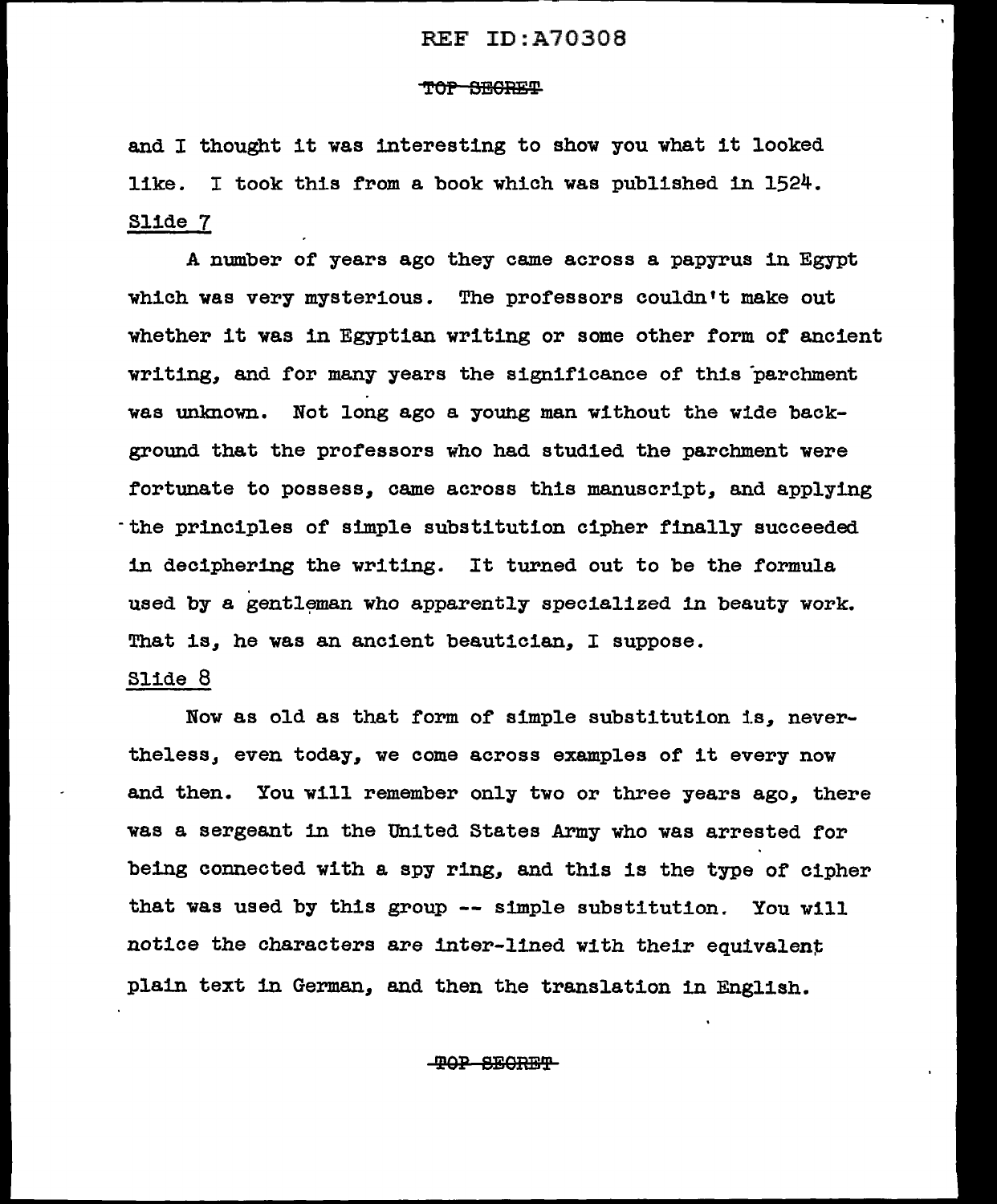and I thought it was interesting to show you what it looked like. I took this from a book which was published in 1524.

Slide 7

A number of years ago they came across a papyrus in Egypt which was very mysterious. The professors couldn't make out whether it was in Egyptian writing or some other form of ancient writing, and for many years the significance of this parchment was unknown. Not long ago a young man without the wide background that the professors who had studied the parchment were fortunate to possess, came across this manuscript, and applying the principles of simple substitution cipher finally succeeded in deciphering the writing. It turned out to be the formula used by a gentleman who apparently specialized in beauty work. That is, he was an ancient beautician, I suppose.

Slide 8

Now as old as that form of simple substitution is, nevertheless, even today, we come across examples of it every now and then. You will remember only two or three years ago, there was a sergeant in the United States Army who was arrested for being connected with a spy ring, and this is the type of cipher that was used by this group -- simple substitution. You will notice the characters are inter-lined with their equivalent plain text in German, and then the translation in English.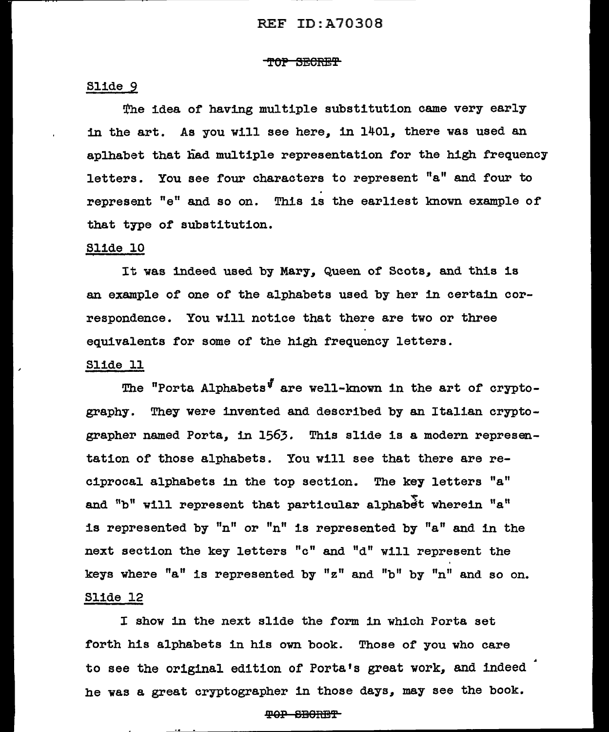Slide 9

The idea of having multiple substitution came very early in the art. As you will see here, in 1401, there was used an aplhabet that had multiple representation for the high frequency letters. You see four characters to represent "a" and four to represent "e" and so on. This is the earliest known example of that type of substitution.

Slide 10

It was indeed used by Mary, Queen of Scots, and this is an example of one of the alphabets used by her in certain correspondence. You will notice that there are two or three equivalents for some of the high frequency letters.

Slide 11

The "Porta Alphabets" are well-known in the art of cryptography. They were invented and described by an Italian cryptographer named Porta, in 1563. This slide is a modern representation of those alphabets. You will see that there are reciprocal alphabets in the top section. The key letters "a" and "b" will represent that particular alphabet wherein "a" is represented by "n" or "n" is represented by "a" and in the next section the key letters "c" and "d" will represent the keys where "a" is represented by "z" and "b" by "n" and so on.

Slide 12

I show in the next slide the form in which Porta set forth his alphabets in his own book. Those of you who care to see the original edition of Porta's great work, and indeed he was a great cryptographer in those days, may see the book.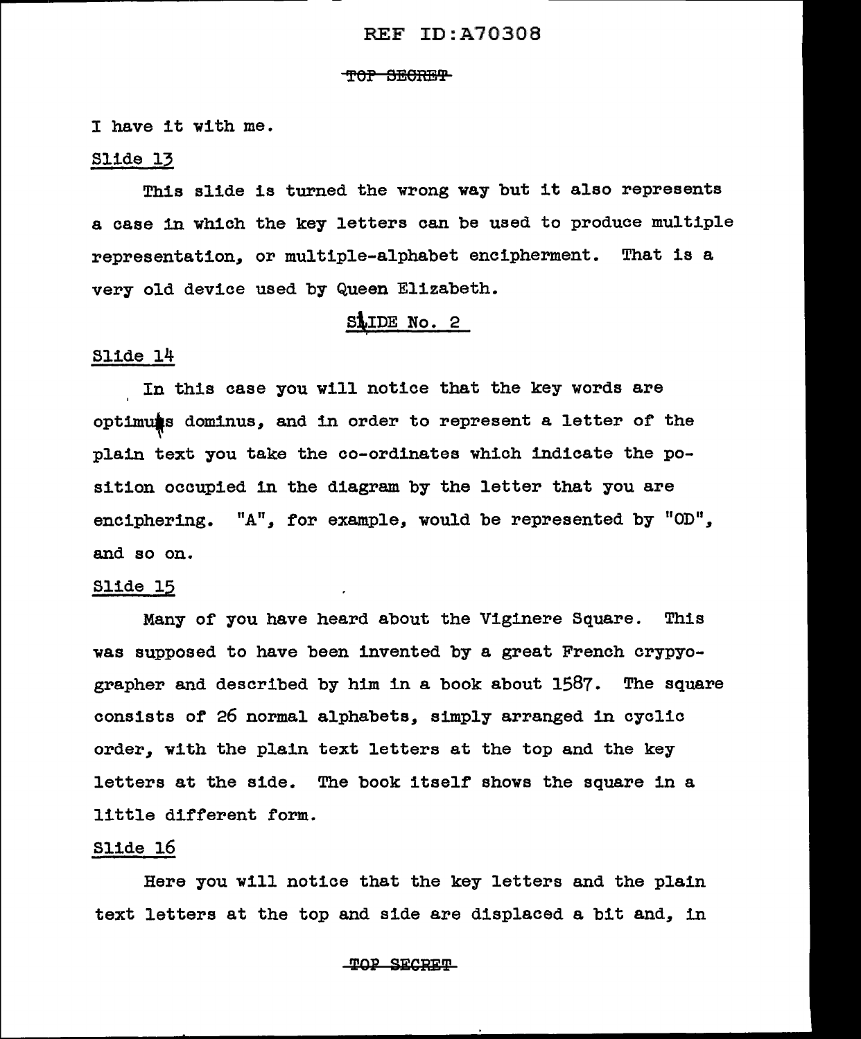I have it with me.

Slide 13

This slide is turned the wrong way but it also represents a case in which the key letters can be used to produce multiple representation, or multiple-alphabet encipherment. That is a very old device used by Queen Elizabeth.

SLIDE No. 2

Slide 14

In this case you will notice that the key words are optimus dominus, and in order to represent a letter of the plain text you take the co-ordinates which indicate the position occupied in the diagram by the letter that you are enciphering. "A", for example, would be represented by "OD", and so on.

Slide 15

Many of you have heard about the Viginere Square. This was supposed to have been invented by a great French crypyographer and described by him in a book about 1587. The square consists of 26 normal alphabets, simply arranged in cyclic order, with the plain text letters at the top and the key letters at the side. The book itself shows the square in a little different form.

Slide 16

Here you will notice that the key letters and the plain text letters at the top and side are displaced a bit and, in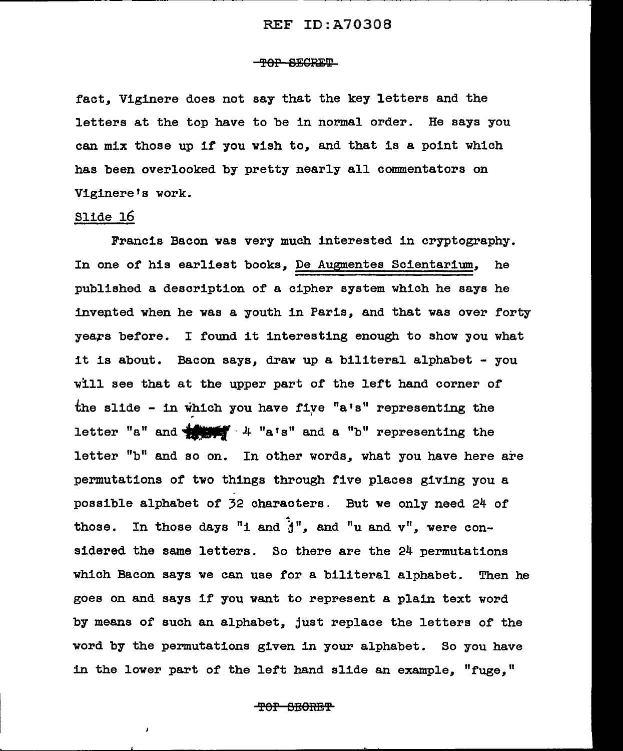fact, Viginere does not say that the key letters and the letters at the top have to be in normal order. He says you can mix those up if you wish to, and that is a point which has been overlooked by pretty nearly all commentators on Viginere's work.

Slide 16

Francis Bacon was very much interested in cryptography. In one of his earliest books, De Augmentes Scientarium, he published a description of a cipher system which he says he invented when he was a youth in Paris, and that was over forty years before. I found it interesting enough to show you what it is about. Bacon says, draw up a biliteral alphabet - you will see that at the upper part of the left hand corner of the slide - in which you have five "a's" representing the letter "a" and 4 "a's" and a "b" representing the letter "b" and so on. In other words, what you have here are permutations of two things through five places giving you a possible alphabet of 32 characters. But we only need 24 of those. In those days "i and j", and "u and v", were considered the same letters. So there are the 24 permutations which Bacon says we can use for a biliteral alphabet. Then he goes on and says if you want to represent a plain text word by means of such an alphabet, just replace the letters of the word by the permutations given in your alphabet. So you have in the lower part of the left hand slide an example, "fuge,"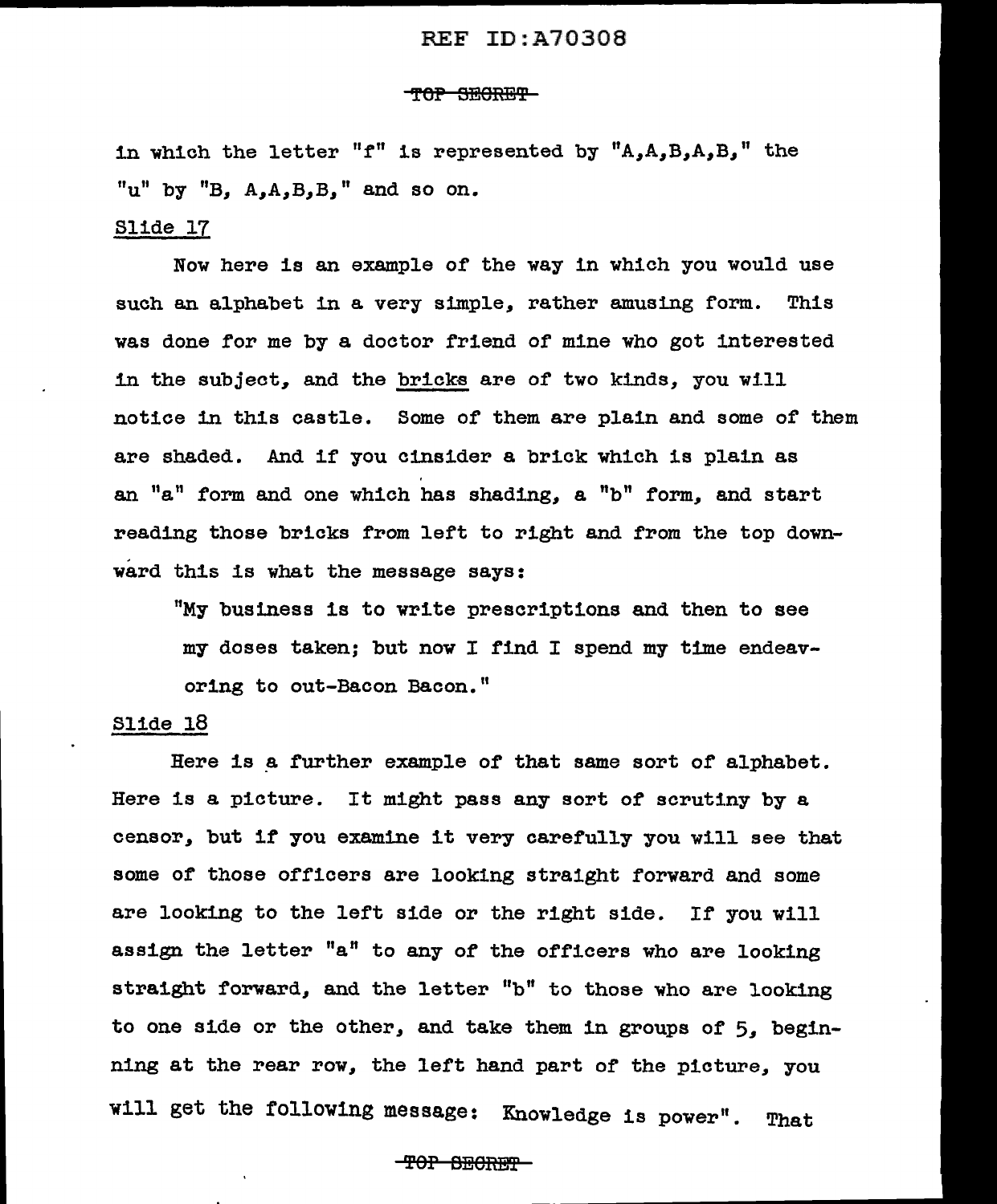in which the letter "f" is represented by "A,A,B,A,B," the "u" by "B, A,A,B,B," and so on.

Slide 17

Now here is an example of the way in which you would use such an alphabet in a very simple, rather amusing form. This was done for me by a doctor friend of mine who got interested in the subject, and the bricks are of two kinds, you will notice in this castle. Some of them are plain and some of them are shaded. And if you cinsider a brick which is plain as an "a" form and one which has shading, a "b" form, and start reading those bricks from left to right and from the top downward this is what the message says:

"My business is to write prescriptions and then to see my doses taken; but now I find I spend my time endeavoring to out-Bacon Bacon."

Slide 18

Here is a further example of that same sort of alphabet. Here is a picture. It might pass any sort of scrutiny by a censor, but if you examine it very carefully you will see that some of those officers are looking straight forward and some are looking to the left side or the right side. If you will assign the letter "a" to any of the officers who are looking straight forward, and the letter "b" to those who are looking to one side or the other, and take them in groups of 5, beginning at the rear row, the left hand part of the picture, you will get the following message: Knowledge is power". That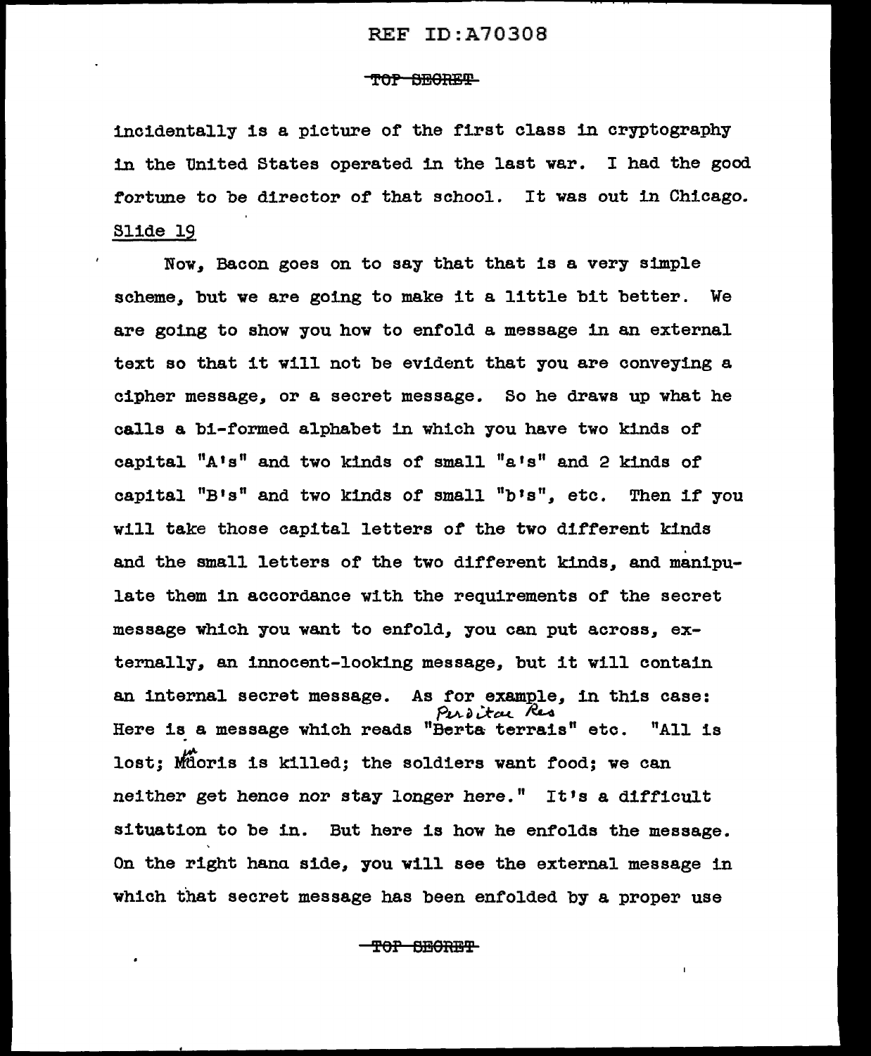incidentally is a picture of the first class in cryptography in the United States operated in the last war. I had the good fortune to be director of that school. It was out in Chicago.

Slide 19

Now, Bacon goes on to say that that is a very simple scheme, but we are going to make it a little bit better. We are going to show you how to enfold a message in an external text so that it will not be evident that you are conveying a cipher message, or a secret message. So he draws up what he calls a bi-formed alphabet in which you have two kinds of capital "A's" and two kinds of small "a's" and 2 kinds of capital "B's" and two kinds of small "b's", etc. Then if you will take those capital letters of the two different kinds and the small letters of the two different kinds, and manipulate them in accordance with the requirements of the secret message which you want to enfold, you can put across, externally, an innocent-looking message, but it will contain an internal secret message. As for example, in this case: Here is a message which reads "Berta terrais" [handwritten: Perdita Res] etc. "All is lost; Mdoris [handwritten correction: Mandoris] is killed; the soldiers want food; we can neither get hence nor stay longer here." It's a difficult situation to be in. But here is how he enfolds the message. On the right hand side, you will see the external message in which that secret message has been enfolded by a proper use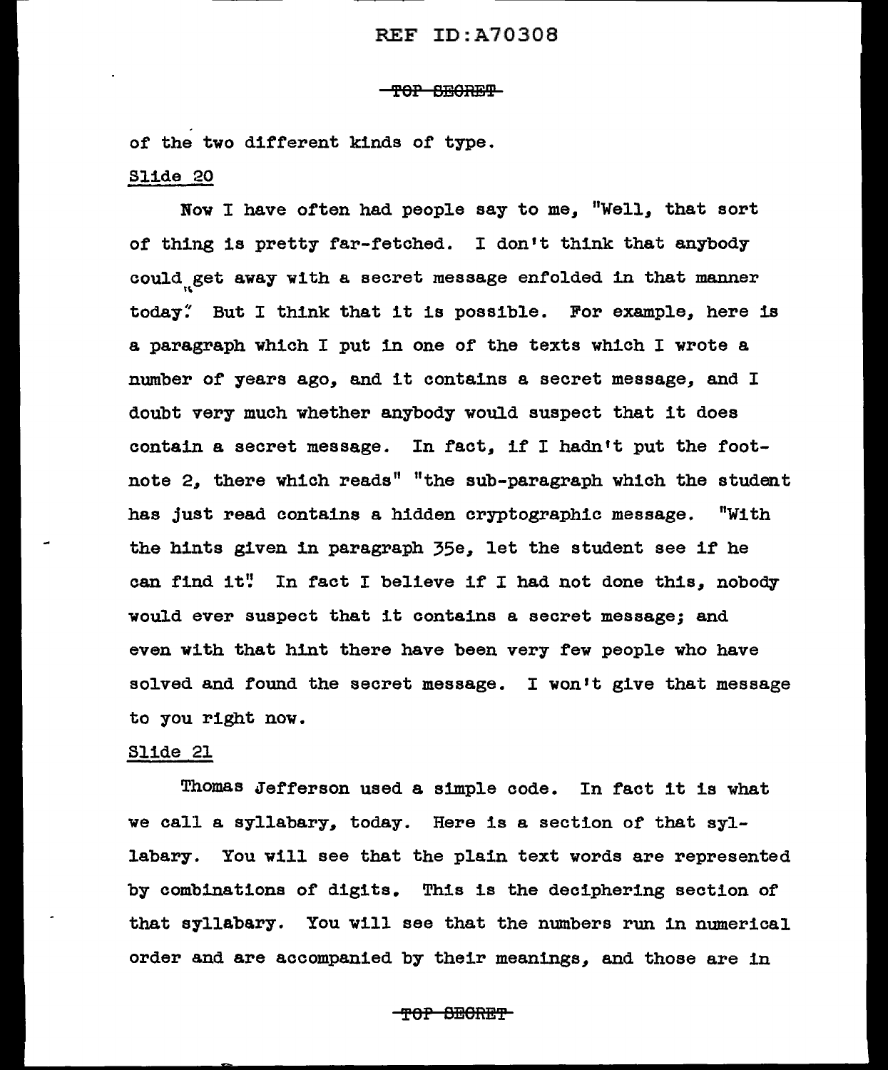of the two different kinds of type.

Slide 20

Now I have often had people say to me, "Well, that sort of thing is pretty far-fetched. I don't think that anybody could get away with a secret message enfolded in that manner today." But I think that it is possible. For example, here is a paragraph which I put in one of the texts which I wrote a number of years ago, and it contains a secret message, and I doubt very much whether anybody would suspect that it does contain a secret message. In fact, if I hadn't put the footnote 2, there which reads" "the sub-paragraph which the student has just read contains a hidden cryptographic message. "With the hints given in paragraph 35e, let the student see if he can find it." In fact I believe if I had not done this, nobody would ever suspect that it contains a secret message; and even with that hint there have been very few people who have solved and found the secret message. I won't give that message to you right now.

Slide 21

Thomas Jefferson used a simple code. In fact it is what we call a syllabary, today. Here is a section of that syllabary. You will see that the plain text words are represented by combinations of digits. This is the deciphering section of that syllabary. You will see that the numbers run in numerical order and are accompanied by their meanings, and those are in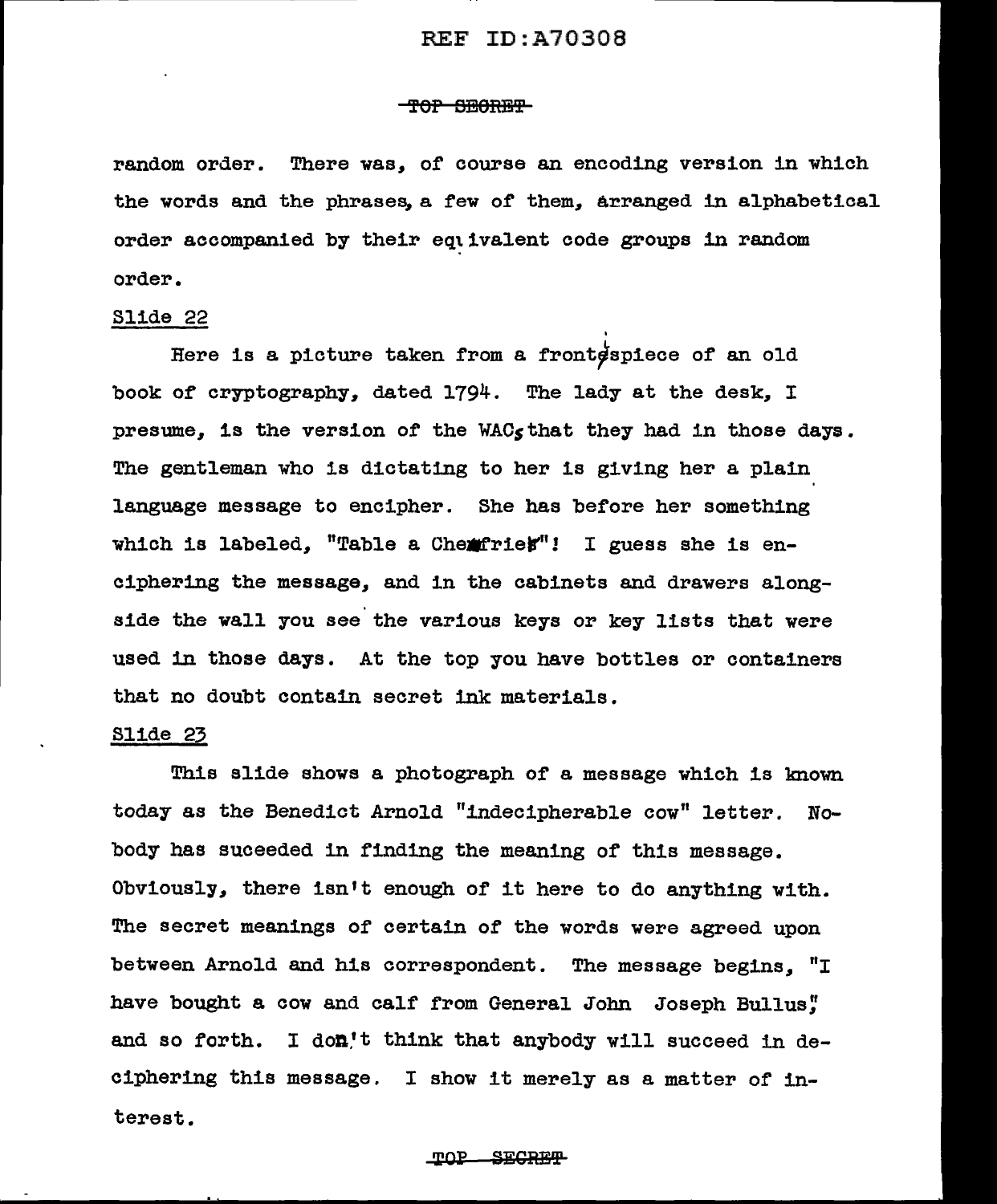random order. There was, of course an encoding version in which the words and the phrases, a few of them, arranged in alphabetical order accompanied by their equivalent code groups in random order.

Slide 22

Here is a picture taken from a frontispiece of an old book of cryptography, dated 1794. The lady at the desk, I presume, is the version of the WACs that they had in those days. The gentleman who is dictating to her is giving her a plain language message to encipher. She has before her something which is labeled, "Table a Chemfries"! I guess she is enciphering the message, and in the cabinets and drawers alongside the wall you see the various keys or key lists that were used in those days. At the top you have bottles or containers that no doubt contain secret ink materials.

Slide 23

This slide shows a photograph of a message which is known today as the Benedict Arnold "indecipherable cow" letter. Nobody has suceeded in finding the meaning of this message. Obviously, there isn't enough of it here to do anything with. The secret meanings of certain of the words were agreed upon between Arnold and his correspondent. The message begins, "I have bought a cow and calf from General John Joseph Bullus," and so forth. I don't think that anybody will succeed in deciphering this message. I show it merely as a matter of interest.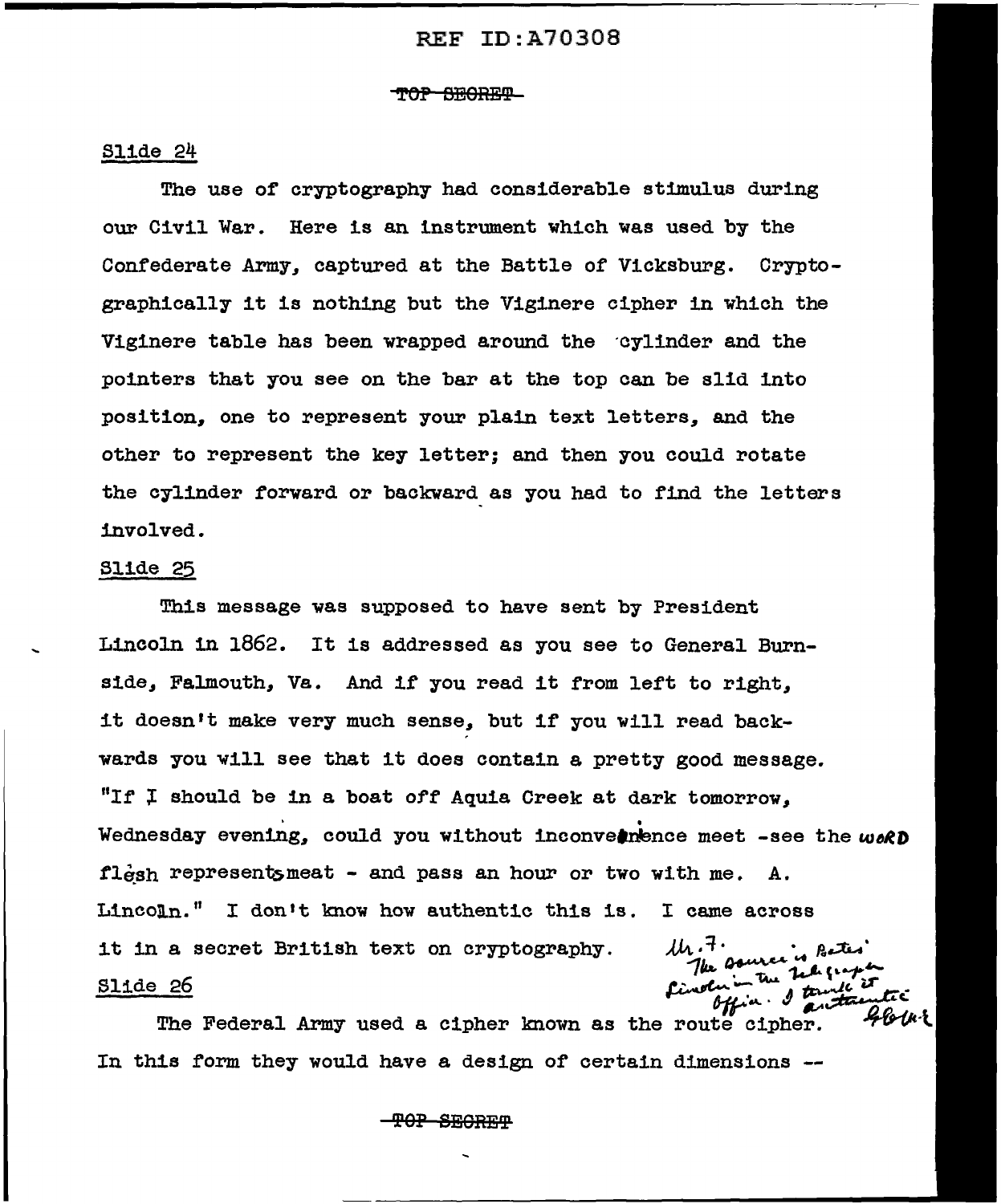REF ID:A70308

~~TOP SECRET~~

Slide 24

The use of cryptography had considerable stimulus during our Civil War. Here is an instrument which was used by the Confederate Army, captured at the Battle of Vicksburg. Cryptographically it is nothing but the Viginere cipher in which the Viginere table has been wrapped around the cylinder and the pointers that you see on the bar at the top can be slid into position, one to represent your plain text letters, and the other to represent the key letter; and then you could rotate the cylinder forward or backward as you had to find the letters involved.

Slide 25

This message was supposed to have sent by President Lincoln in 1862. It is addressed as you see to General Burnside, Falmouth, Va. And if you read it from left to right, it doesn't make very much sense, but if you will read backwards you will see that it does contain a pretty good message. "If I should be in a boat off Aquia Creek at dark tomorrow, Wednesday evening, could you without inconvenience meet -see the WORD flesh represents meat - and pass an hour or two with me. A. Lincoln." I don't know how authentic this is. I came across it in a secret British text on cryptography.

Mr. F. The source is Bates' Lincoln in the Telegraph Office. I think it authentic. WFF

Slide 26

The Federal Army used a cipher known as the route cipher. In this form they would have a design of certain dimensions --

~~TOP SECRET~~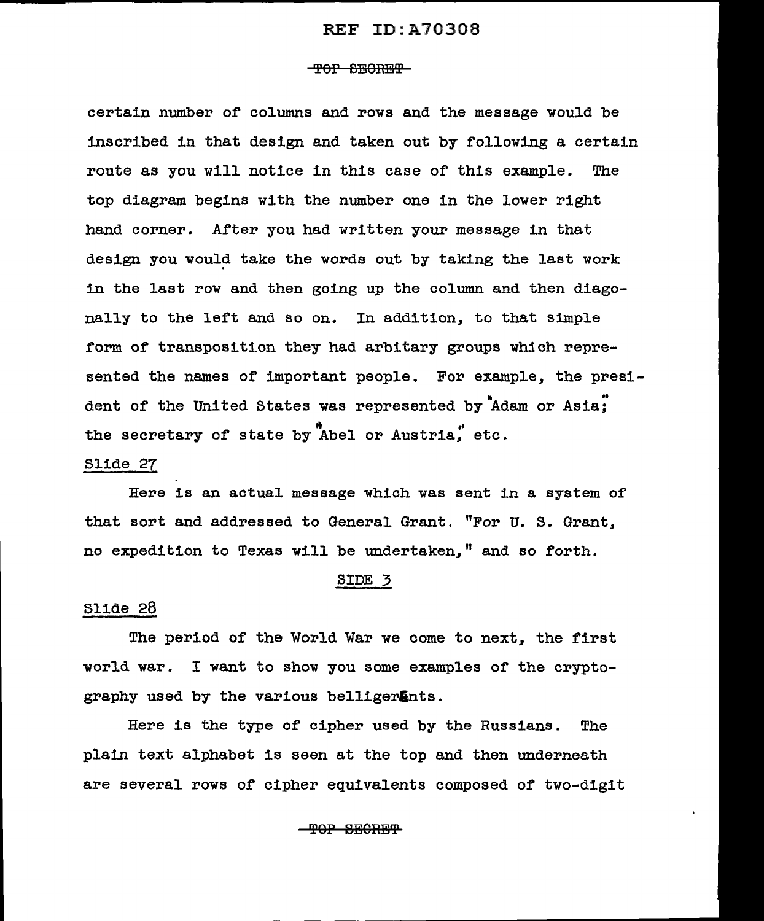certain number of columns and rows and the message would be inscribed in that design and taken out by following a certain route as you will notice in this case of this example. The top diagram begins with the number one in the lower right hand corner. After you had written your message in that design you would take the words out by taking the last work in the last row and then going up the column and then diagonally to the left and so on. In addition, to that simple form of transposition they had arbitary groups which represented the names of important people. For example, the president of the United States was represented by "Adam or Asia;" the secretary of state by "Abel or Austria," etc.

Slide 27

Here is an actual message which was sent in a system of that sort and addressed to General Grant. "For U. S. Grant, no expedition to Texas will be undertaken," and so forth.

SIDE 3

Slide 28

The period of the World War we come to next, the first world war. I want to show you some examples of the cryptography used by the various belligerents.

Here is the type of cipher used by the Russians. The plain text alphabet is seen at the top and then underneath are several rows of cipher equivalents composed of two-digit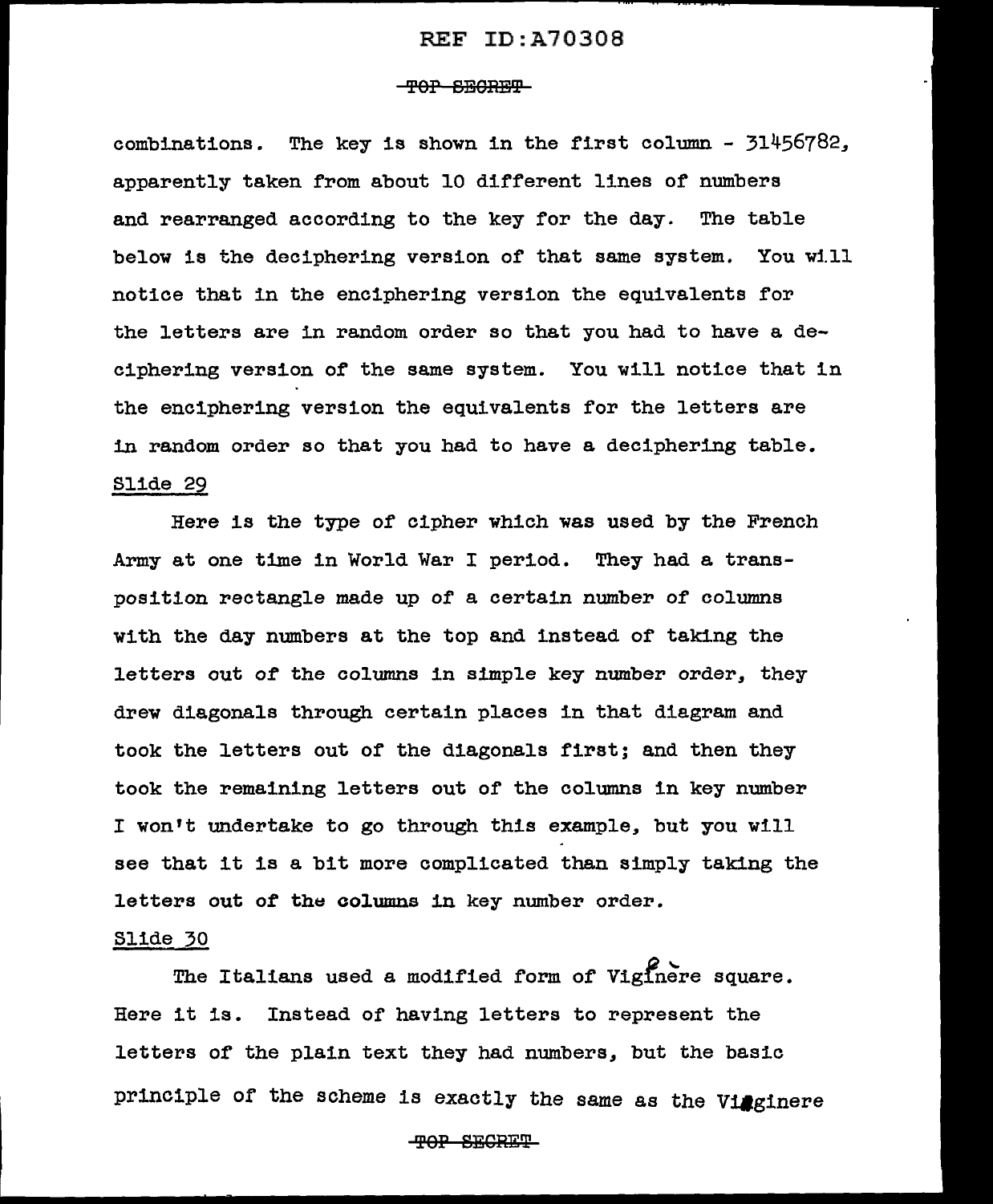combinations. The key is shown in the first column - 31456782, apparently taken from about 10 different lines of numbers and rearranged according to the key for the day. The table below is the deciphering version of that same system. You will notice that in the enciphering version the equivalents for the letters are in random order so that you had to have a deciphering version of the same system. You will notice that in the enciphering version the equivalents for the letters are in random order so that you had to have a deciphering table.

Slide 29

Here is the type of cipher which was used by the French Army at one time in World War I period. They had a transposition rectangle made up of a certain number of columns with the day numbers at the top and instead of taking the letters out of the columns in simple key number order, they drew diagonals through certain places in that diagram and took the letters out of the diagonals first; and then they took the remaining letters out of the columns in key number I won't undertake to go through this example, but you will see that it is a bit more complicated than simply taking the letters out of the columns in key number order.

Slide 30

The Italians used a modified form of Vigènere square. Here it is. Instead of having letters to represent the letters of the plain text they had numbers, but the basic principle of the scheme is exactly the same as the Viginere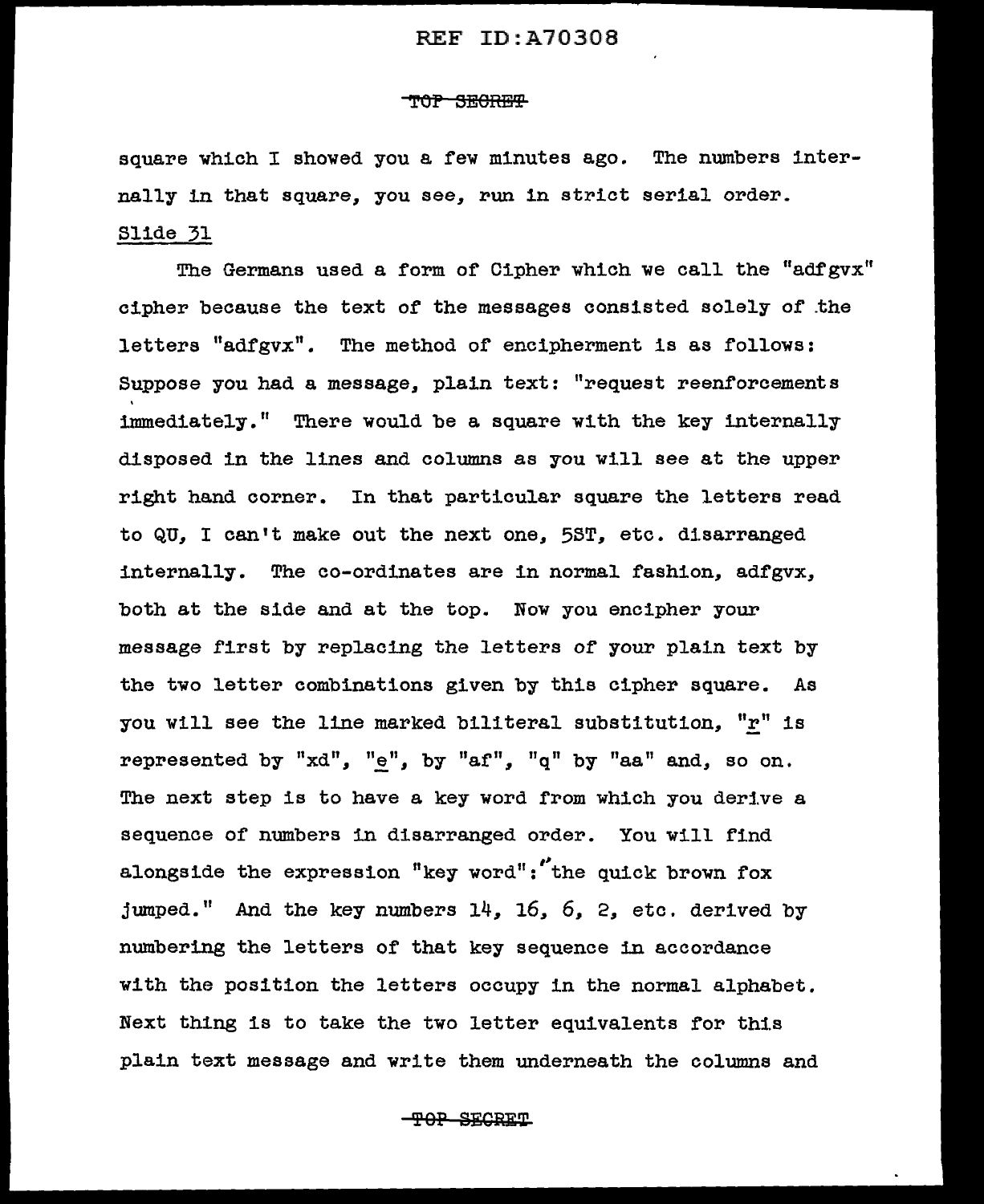square which I showed you a few minutes ago. The numbers internally in that square, you see, run in strict serial order.

Slide 31

The Germans used a form of Cipher which we call the "adfgvx" cipher because the text of the messages consisted solely of the letters "adfgvx". The method of encipherment is as follows: Suppose you had a message, plain text: "request reenforcements immediately." There would be a square with the key internally disposed in the lines and columns as you will see at the upper right hand corner. In that particular square the letters read to QU, I can't make out the next one, 5ST, etc. disarranged internally. The co-ordinates are in normal fashion, adfgvx, both at the side and at the top. Now you encipher your message first by replacing the letters of your plain text by the two letter combinations given by this cipher square. As you will see the line marked biliteral substitution, "r" is represented by "xd", "e", by "af", "q" by "aa" and, so on. The next step is to have a key word from which you derive a sequence of numbers in disarranged order. You will find alongside the expression "key word": "the quick brown fox jumped." And the key numbers 14, 16, 6, 2, etc. derived by numbering the letters of that key sequence in accordance with the position the letters occupy in the normal alphabet. Next thing is to take the two letter equivalents for this plain text message and write them underneath the columns and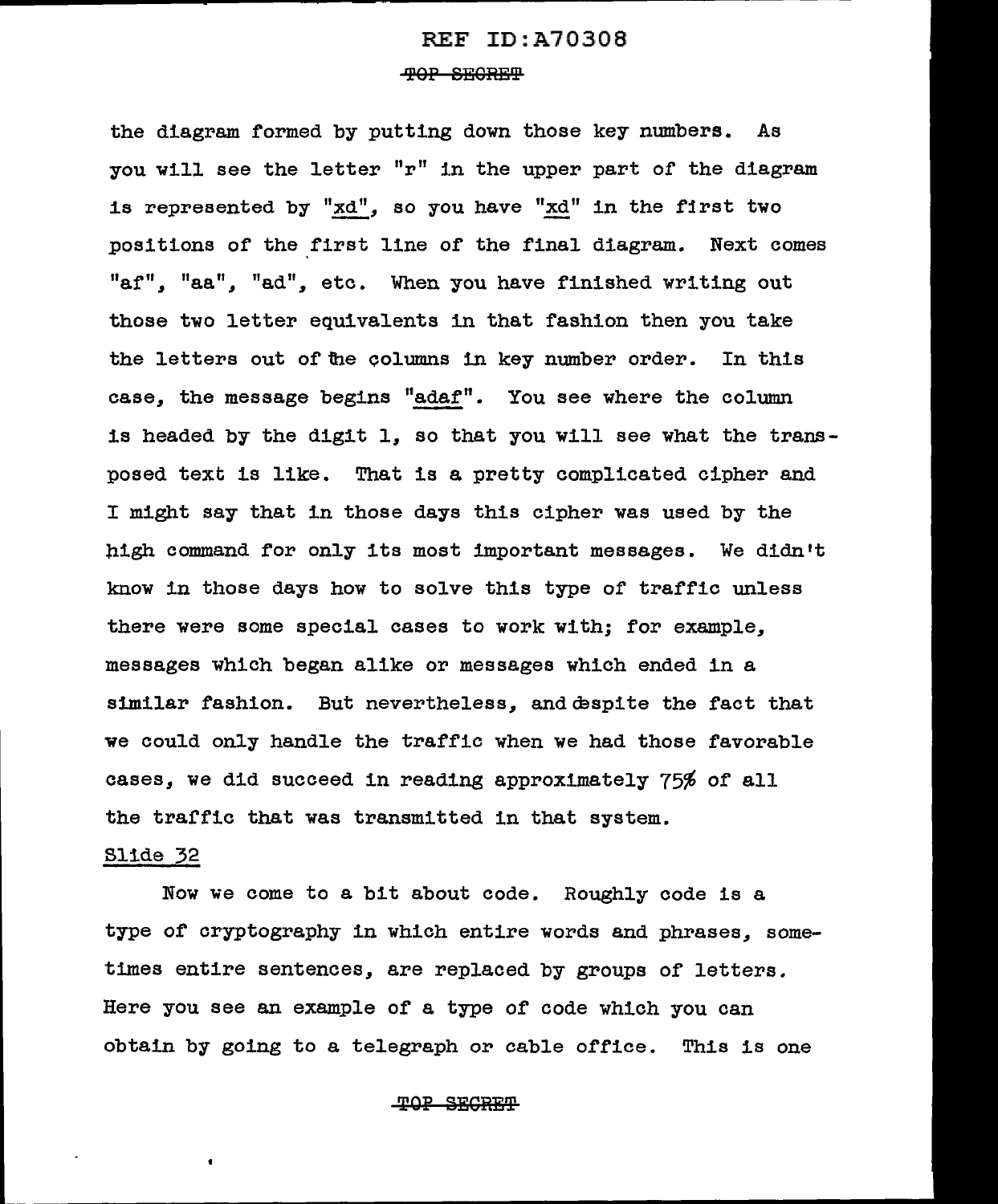the diagram formed by putting down those key numbers. As you will see the letter "r" in the upper part of the diagram is represented by "xd", so you have "xd" in the first two positions of the first line of the final diagram. Next comes "af", "aa", "ad", etc. When you have finished writing out those two letter equivalents in that fashion then you take the letters out of the columns in key number order. In this case, the message begins "adaf". You see where the column is headed by the digit 1, so that you will see what the transposed text is like. That is a pretty complicated cipher and I might say that in those days this cipher was used by the high command for only its most important messages. We didn't know in those days how to solve this type of traffic unless there were some special cases to work with; for example, messages which began alike or messages which ended in a similar fashion. But nevertheless, and despite the fact that we could only handle the traffic when we had those favorable cases, we did succeed in reading approximately 75% of all the traffic that was transmitted in that system.

Slide 32

Now we come to a bit about code. Roughly code is a type of cryptography in which entire words and phrases, sometimes entire sentences, are replaced by groups of letters. Here you see an example of a type of code which you can obtain by going to a telegraph or cable office. This is one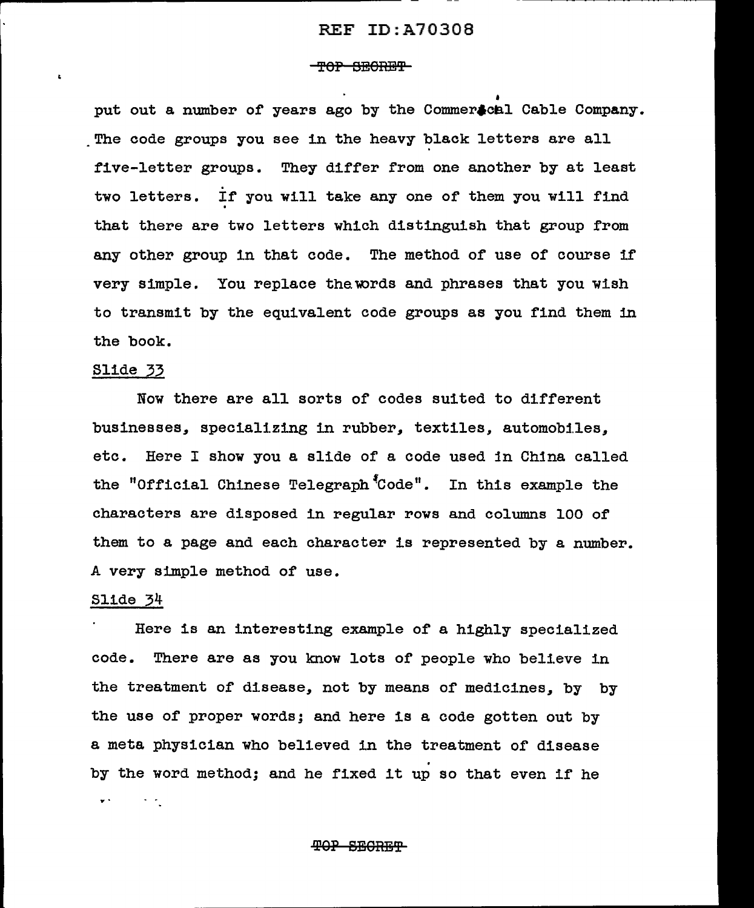put out a number of years ago by the Commercial Cable Company. The code groups you see in the heavy black letters are all five-letter groups. They differ from one another by at least two letters. If you will take any one of them you will find that there are two letters which distinguish that group from any other group in that code. The method of use of course if very simple. You replace the words and phrases that you wish to transmit by the equivalent code groups as you find them in the book.

Slide 33

Now there are all sorts of codes suited to different businesses, specializing in rubber, textiles, automobiles, etc. Here I show you a slide of a code used in China called the "Official Chinese Telegraph Code". In this example the characters are disposed in regular rows and columns 100 of them to a page and each character is represented by a number. A very simple method of use.

Slide 34

Here is an interesting example of a highly specialized code. There are as you know lots of people who believe in the treatment of disease, not by means of medicines, by by the use of proper words; and here is a code gotten out by a meta physician who believed in the treatment of disease by the word method; and he fixed it up so that even if he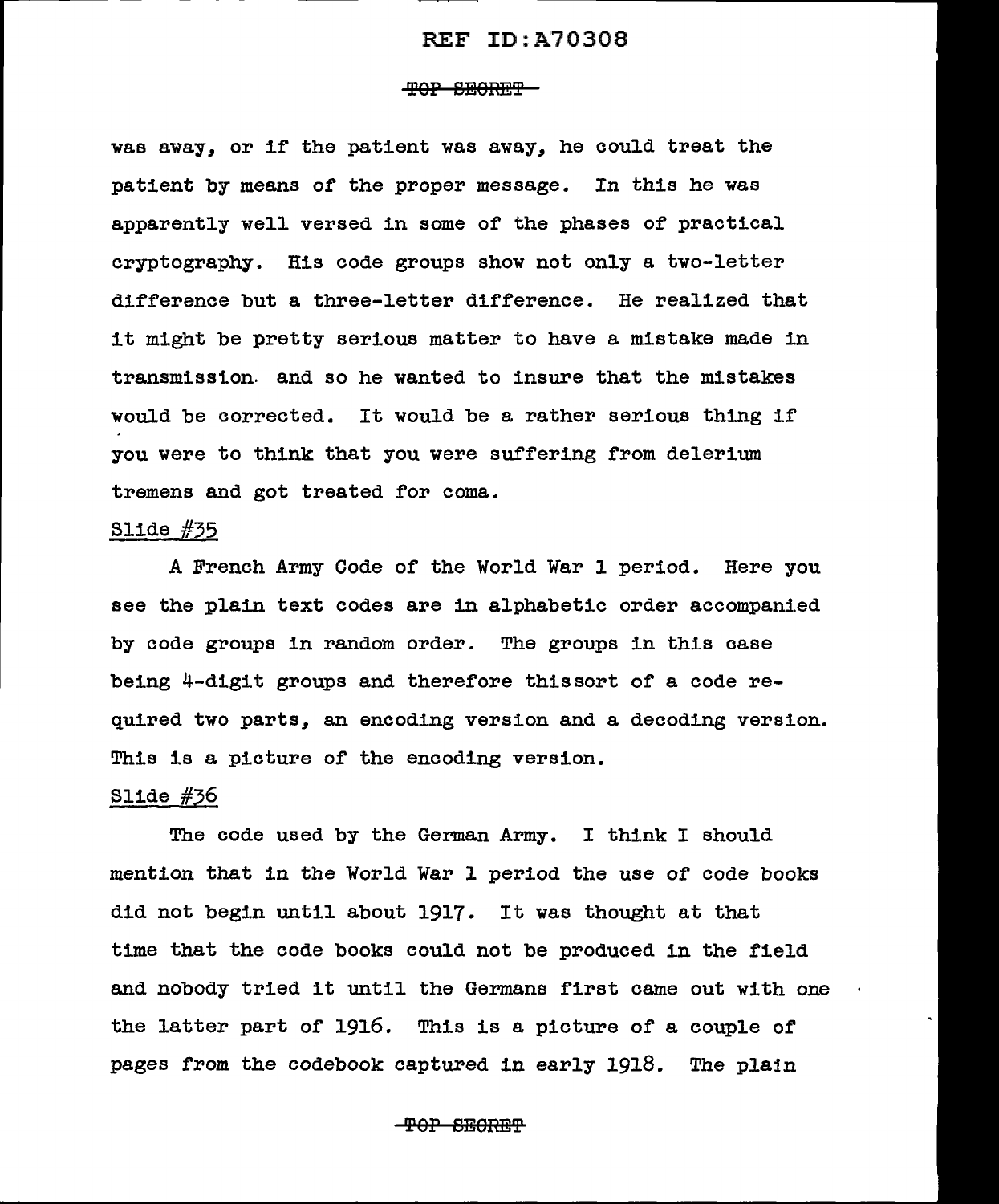was away, or if the patient was away, he could treat the patient by means of the proper message. In this he was apparently well versed in some of the phases of practical cryptography. His code groups show not only a two-letter difference but a three-letter difference. He realized that it might be pretty serious matter to have a mistake made in transmission and so he wanted to insure that the mistakes would be corrected. It would be a rather serious thing if you were to think that you were suffering from delerium tremens and got treated for coma.

Slide #35

A French Army Code of the World War 1 period. Here you see the plain text codes are in alphabetic order accompanied by code groups in random order. The groups in this case being 4-digit groups and therefore thissort of a code required two parts, an encoding version and a decoding version. This is a picture of the encoding version.

Slide #36

The code used by the German Army. I think I should mention that in the World War 1 period the use of code books did not begin until about 1917. It was thought at that time that the code books could not be produced in the field and nobody tried it until the Germans first came out with one the latter part of 1916. This is a picture of a couple of pages from the codebook captured in early 1918. The plain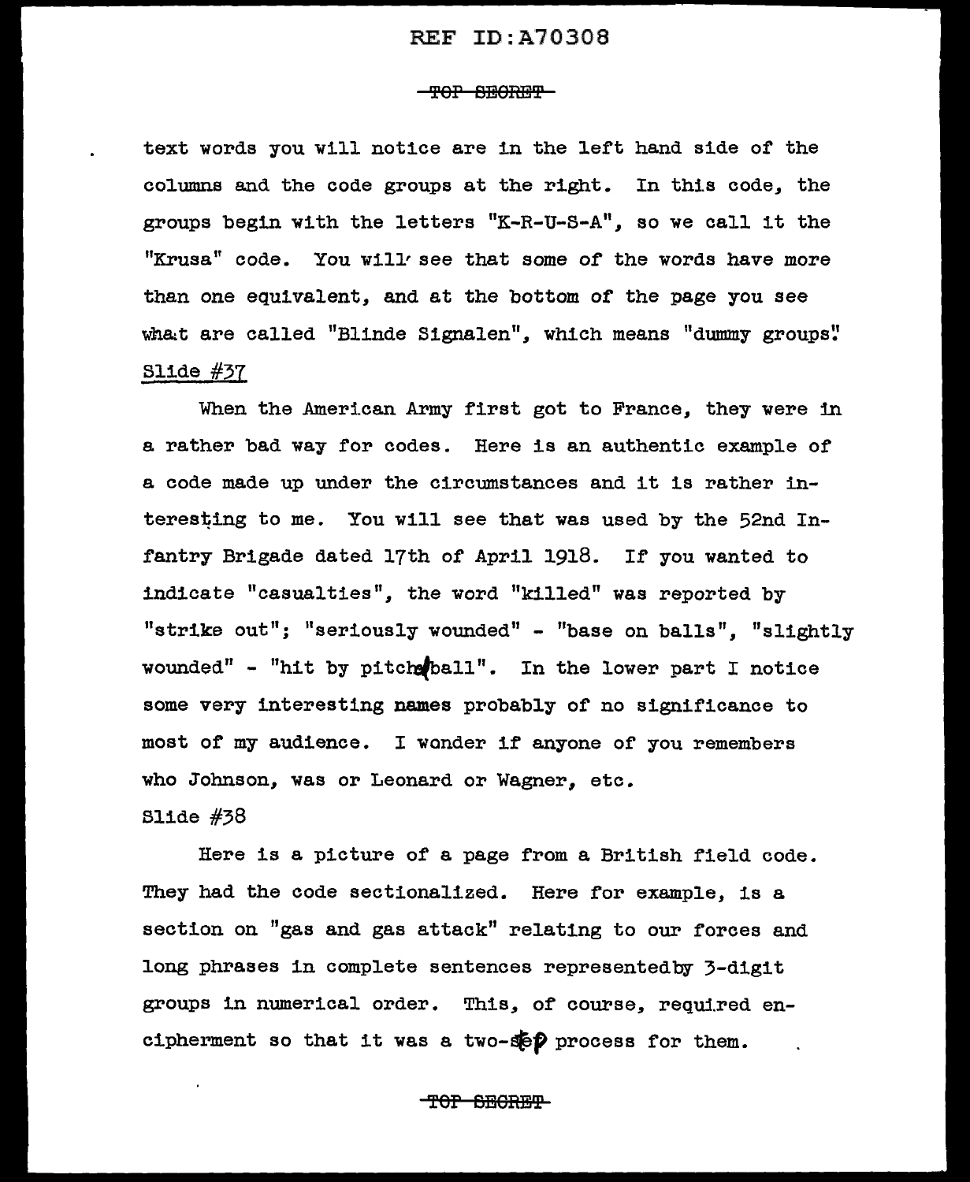text words you will notice are in the left hand side of the columns and the code groups at the right. In this code, the groups begin with the letters "K-R-U-S-A", so we call it the "Krusa" code. You will see that some of the words have more than one equivalent, and at the bottom of the page you see what are called "Blinde Signalen", which means "dummy groups".

Slide #37

When the American Army first got to France, they were in a rather bad way for codes. Here is an authentic example of a code made up under the circumstances and it is rather interesting to me. You will see that was used by the 52nd Infantry Brigade dated 17th of April 1918. If you wanted to indicate "casualties", the word "killed" was reported by "strike out"; "seriously wounded" - "base on balls", "slightly wounded" - "hit by pitched ball". In the lower part I notice some very interesting names probably of no significance to most of my audience. I wonder if anyone of you remembers who Johnson, was or Leonard or Wagner, etc.

Slide #38

Here is a picture of a page from a British field code. They had the code sectionalized. Here for example, is a section on "gas and gas attack" relating to our forces and long phrases in complete sentences representedby 3-digit groups in numerical order. This, of course, required encipherment so that it was a two-step process for them.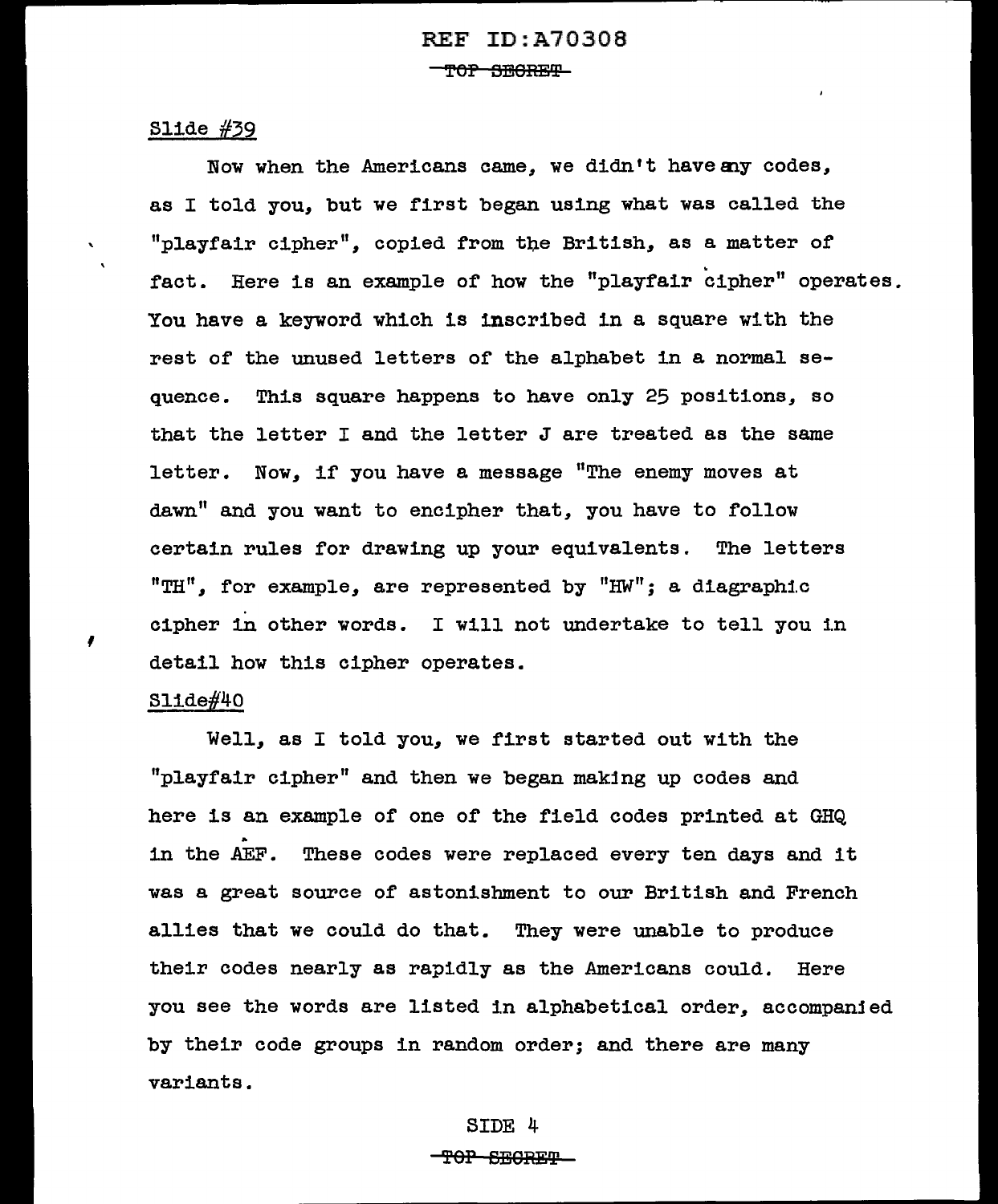Slide #39

Now when the Americans came, we didn't have any codes, as I told you, but we first began using what was called the "playfair cipher", copied from the British, as a matter of fact. Here is an example of how the "playfair cipher" operates. You have a keyword which is inscribed in a square with the rest of the unused letters of the alphabet in a normal sequence. This square happens to have only 25 positions, so that the letter I and the letter J are treated as the same letter. Now, if you have a message "The enemy moves at dawn" and you want to encipher that, you have to follow certain rules for drawing up your equivalents. The letters "TH", for example, are represented by "HW"; a diagraphic cipher in other words. I will not undertake to tell you in detail how this cipher operates.

Slide#40

Well, as I told you, we first started out with the "playfair cipher" and then we began making up codes and here is an example of one of the field codes printed at GHQ in the AEF. These codes were replaced every ten days and it was a great source of astonishment to our British and French allies that we could do that. They were unable to produce their codes nearly as rapidly as the Americans could. Here you see the words are listed in alphabetical order, accompanied by their code groups in random order; and there are many variants.

SIDE 4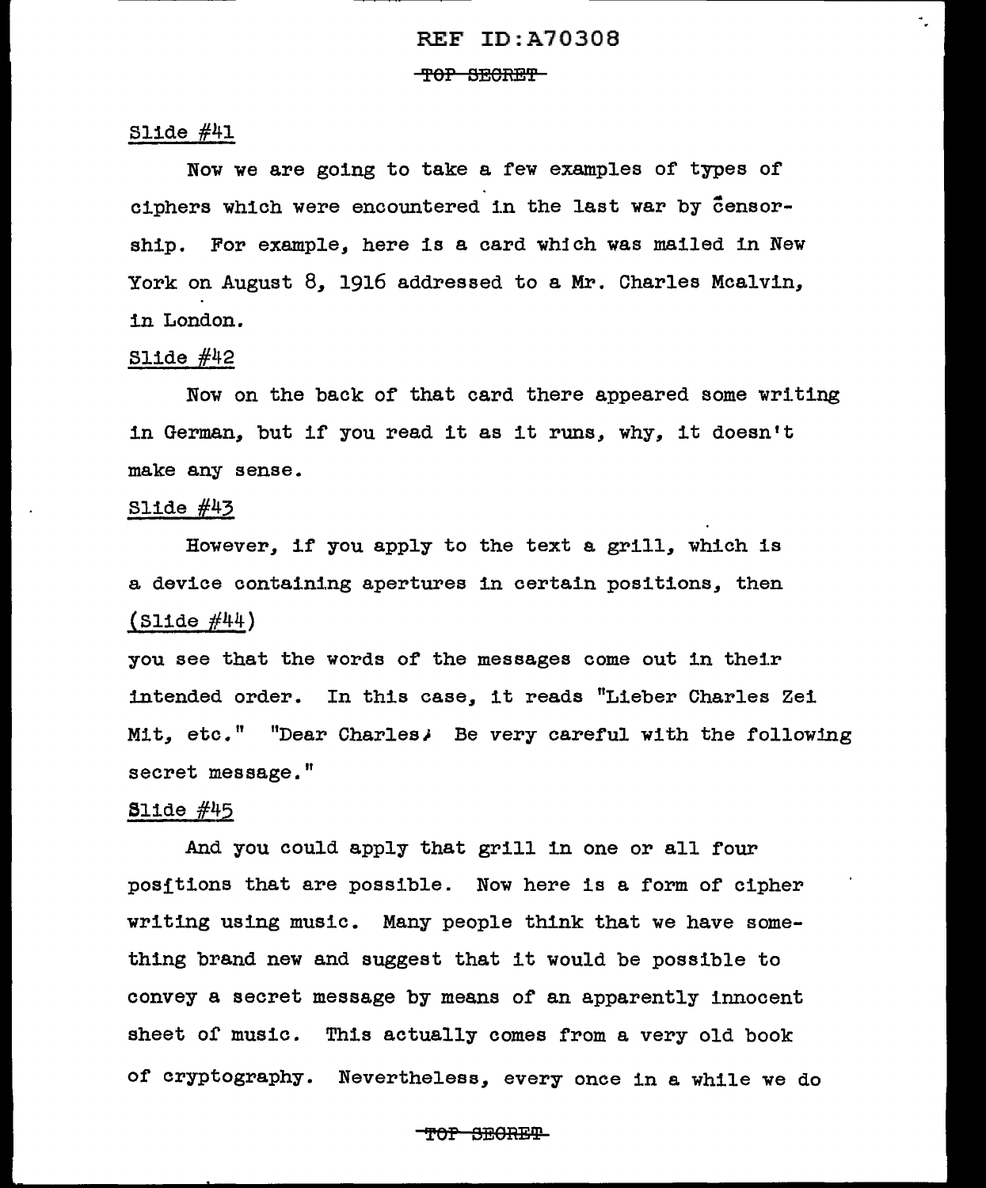Slide #41

Now we are going to take a few examples of types of ciphers which were encountered in the last war by censorship. For example, here is a card which was mailed in New York on August 8, 1916 addressed to a Mr. Charles Mcalvin, in London.

Slide #42

Now on the back of that card there appeared some writing in German, but if you read it as it runs, why, it doesn't make any sense.

Slide #43

However, if you apply to the text a grill, which is a device containing apertures in certain positions, then (Slide #44)

you see that the words of the messages come out in their intended order. In this case, it reads "Lieber Charles Zei Mit, etc." "Dear Charles; Be very careful with the following secret message."

Slide #45

And you could apply that grill in one or all four positions that are possible. Now here is a form of cipher writing using music. Many people think that we have something brand new and suggest that it would be possible to convey a secret message by means of an apparently innocent sheet of music. This actually comes from a very old book of cryptography. Nevertheless, every once in a while we do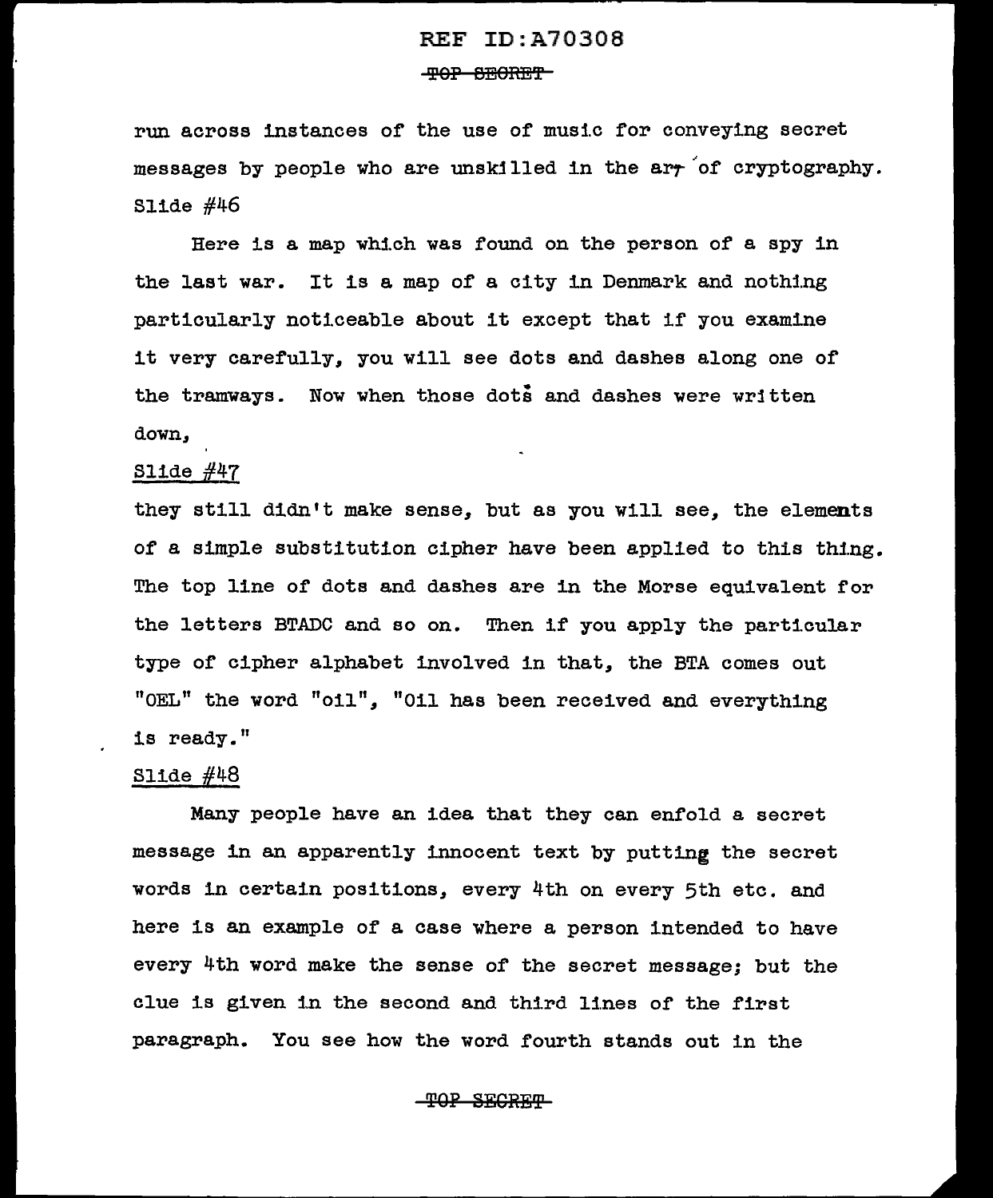run across instances of the use of music for conveying secret messages by people who are unskilled in the art of cryptography. Slide #46

Here is a map which was found on the person of a spy in the last war. It is a map of a city in Denmark and nothing particularly noticeable about it except that if you examine it very carefully, you will see dots and dashes along one of the tramways. Now when those dots and dashes were written down,

Slide #47

they still didn't make sense, but as you will see, the elements of a simple substitution cipher have been applied to this thing. The top line of dots and dashes are in the Morse equivalent for the letters BTADC and so on. Then if you apply the particular type of cipher alphabet involved in that, the BTA comes out "OEL" the word "oil", "Oil has been received and everything is ready."

Slide #48

Many people have an idea that they can enfold a secret message in an apparently innocent text by putting the secret words in certain positions, every 4th on every 5th etc. and here is an example of a case where a person intended to have every 4th word make the sense of the secret message; but the clue is given in the second and third lines of the first paragraph. You see how the word fourth stands out in the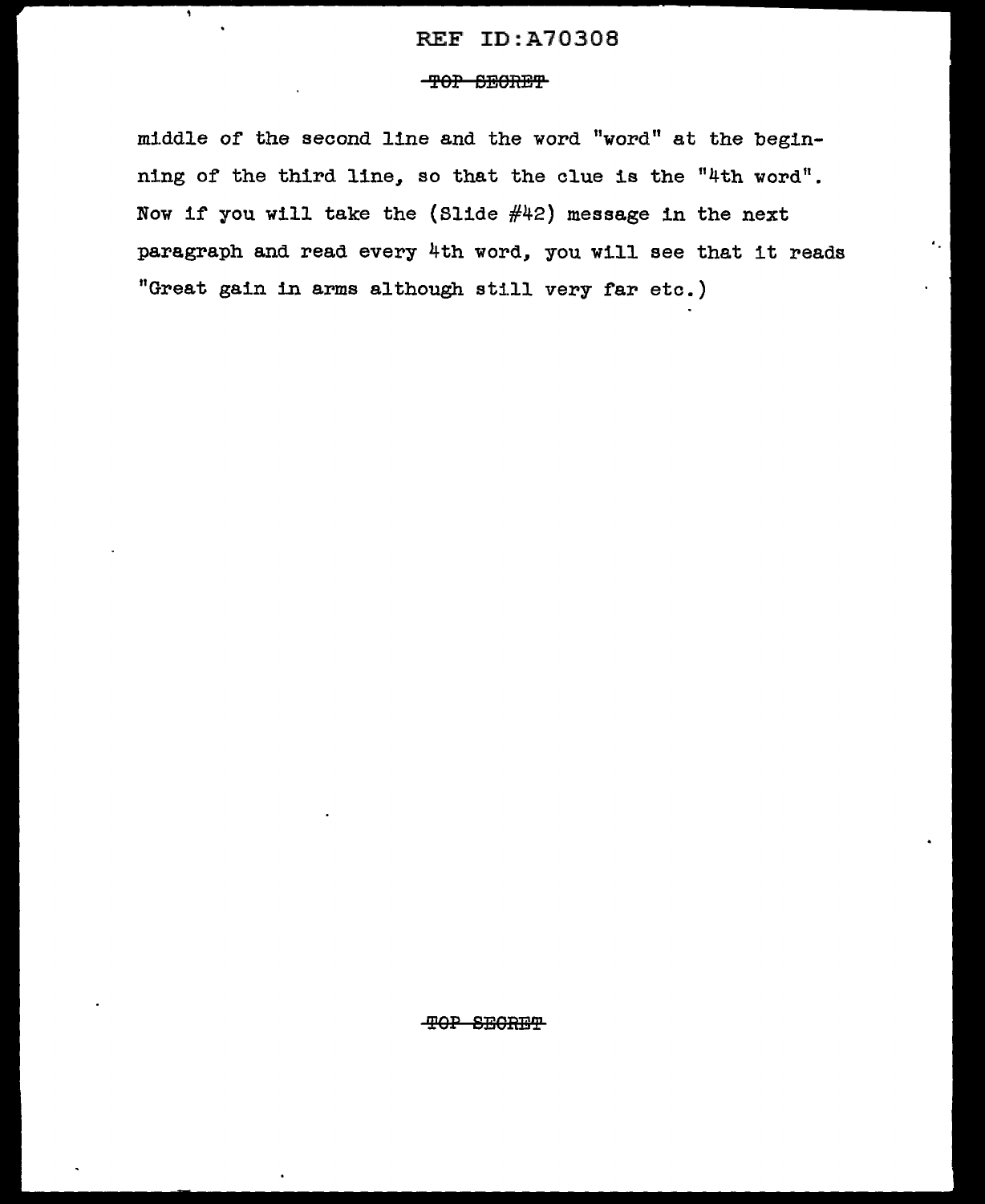middle of the second line and the word "word" at the beginning of the third line, so that the clue is the "4th word". Now if you will take the (Slide #42) message in the next paragraph and read every 4th word, you will see that it reads "Great gain in arms although still very far etc.)